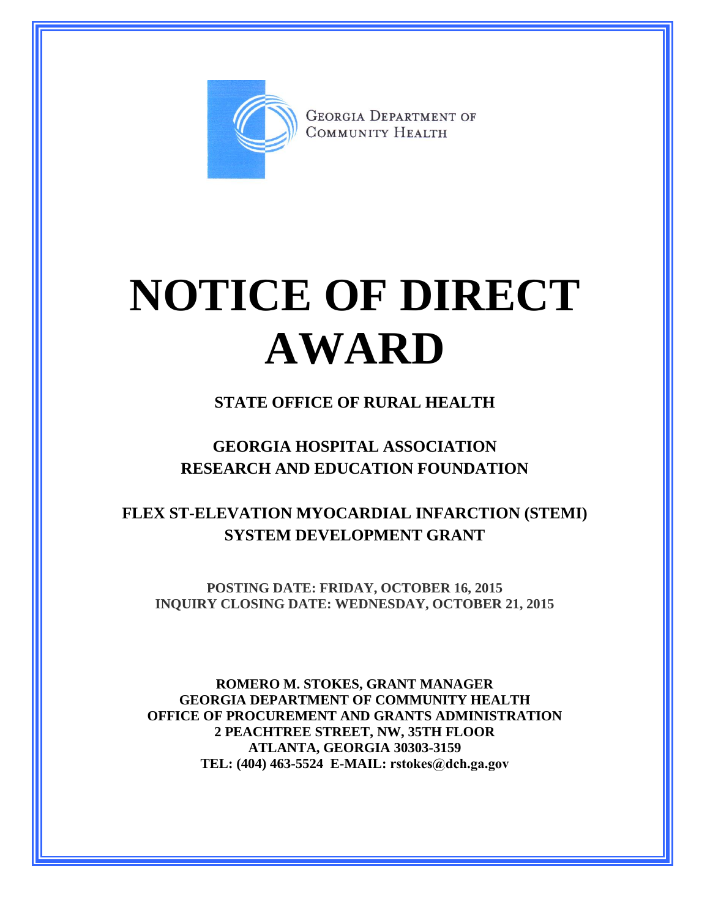GEORGIA DEPARTMENT OF COMMUNITY HEALTH

# NOTICE OF DIRECT AWARD

**STATE OFFICE OF RURAL HEALTH**

**GEORGIA HOSPITAL ASSOCIATION RESEARCH AND EDUCATION FOUNDATION**

**FLEX ST-ELEVATION MYOCARDIAL INFARCTION (STEMI) SYSTEM DEVELOPMENT GRANT**

**POSTING DATE: FRIDAY, OCTOBER 16, 2015**
**INQUIRY CLOSING DATE: WEDNESDAY, OCTOBER 21, 2015**

**ROMERO M. STOKES, GRANT MANAGER**
**GEORGIA DEPARTMENT OF COMMUNITY HEALTH**
**OFFICE OF PROCUREMENT AND GRANTS ADMINISTRATION**
**2 PEACHTREE STREET, NW, 35TH FLOOR**
**ATLANTA, GEORGIA 30303-3159**
**TEL: (404) 463-5524 E-MAIL: rstokes@dch.ga.gov**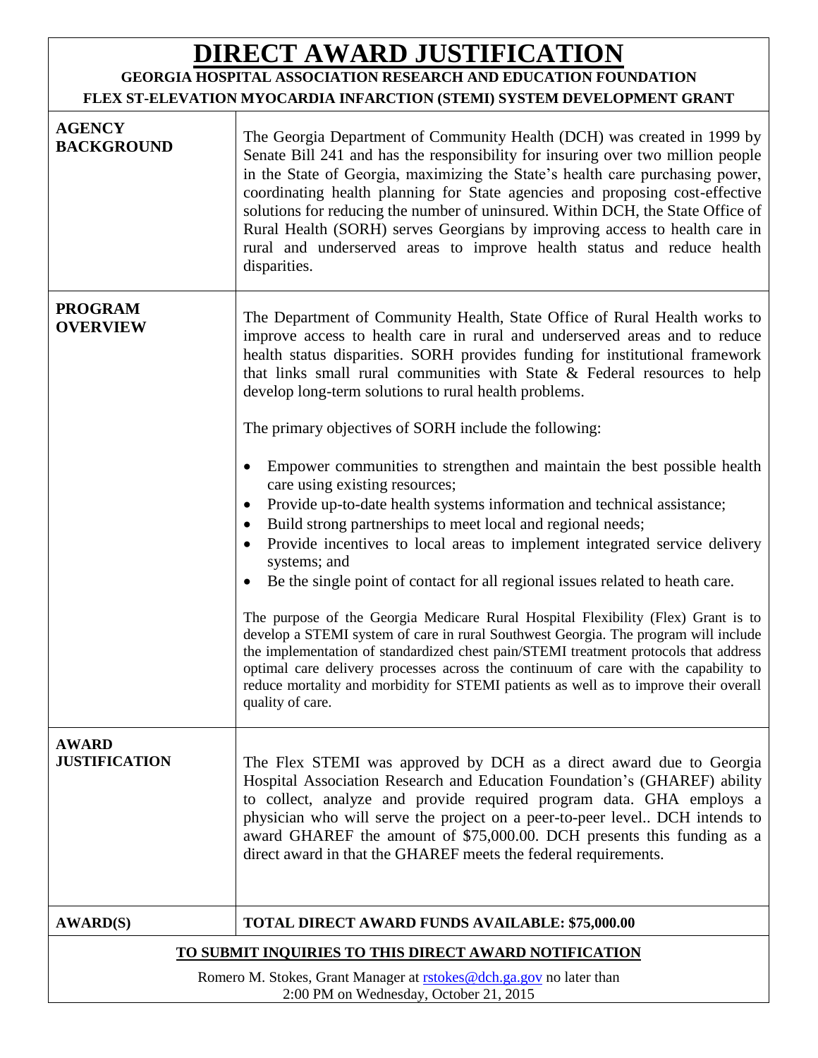# DIRECT AWARD JUSTIFICATION

**GEORGIA HOSPITAL ASSOCIATION RESEARCH AND EDUCATION FOUNDATION**

**FLEX ST-ELEVATION MYOCARDIA INFARCTION (STEMI) SYSTEM DEVELOPMENT GRANT**

| | |
|---|---|
| **AGENCY BACKGROUND** | The Georgia Department of Community Health (DCH) was created in 1999 by Senate Bill 241 and has the responsibility for insuring over two million people in the State of Georgia, maximizing the State's health care purchasing power, coordinating health planning for State agencies and proposing cost-effective solutions for reducing the number of uninsured. Within DCH, the State Office of Rural Health (SORH) serves Georgians by improving access to health care in rural and underserved areas to improve health status and reduce health disparities. |
| **PROGRAM OVERVIEW** | The Department of Community Health, State Office of Rural Health works to improve access to health care in rural and underserved areas and to reduce health status disparities. SORH provides funding for institutional framework that links small rural communities with State & Federal resources to help develop long-term solutions to rural health problems.<br><br>The primary objectives of SORH include the following:<br><br>• Empower communities to strengthen and maintain the best possible health care using existing resources;<br>• Provide up-to-date health systems information and technical assistance;<br>• Build strong partnerships to meet local and regional needs;<br>• Provide incentives to local areas to implement integrated service delivery systems; and<br>• Be the single point of contact for all regional issues related to heath care.<br><br>The purpose of the Georgia Medicare Rural Hospital Flexibility (Flex) Grant is to develop a STEMI system of care in rural Southwest Georgia. The program will include the implementation of standardized chest pain/STEMI treatment protocols that address optimal care delivery processes across the continuum of care with the capability to reduce mortality and morbidity for STEMI patients as well as to improve their overall quality of care. |
| **AWARD JUSTIFICATION** | The Flex STEMI was approved by DCH as a direct award due to Georgia Hospital Association Research and Education Foundation's (GHAREF) ability to collect, analyze and provide required program data. GHA employs a physician who will serve the project on a peer-to-peer level.. DCH intends to award GHAREF the amount of $75,000.00. DCH presents this funding as a direct award in that the GHAREF meets the federal requirements. |
| **AWARD(S)** | **TOTAL DIRECT AWARD FUNDS AVAILABLE: $75,000.00** |

**TO SUBMIT INQUIRIES TO THIS DIRECT AWARD NOTIFICATION**

Romero M. Stokes, Grant Manager at rstokes@dch.ga.gov no later than 2:00 PM on Wednesday, October 21, 2015